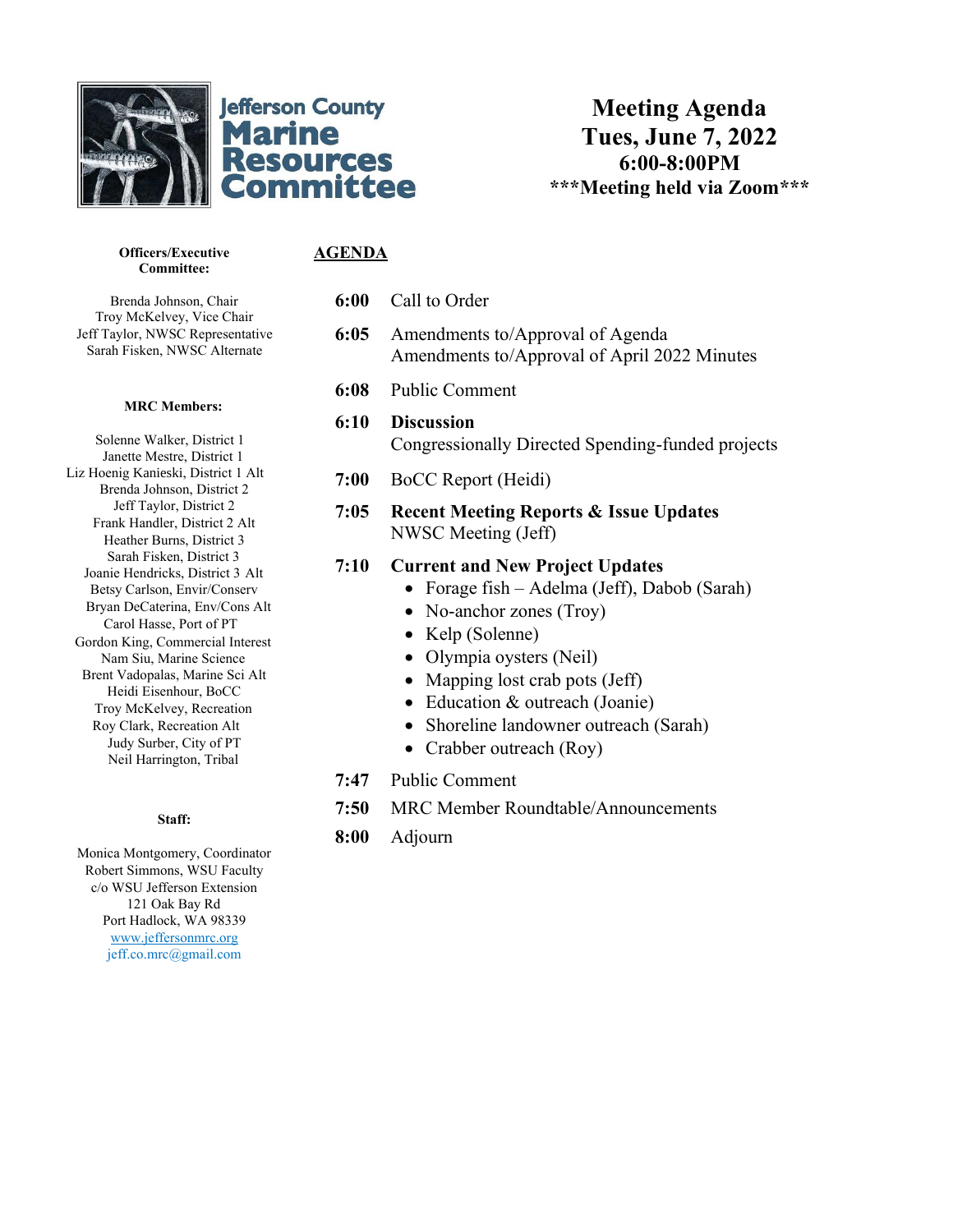# Jefferson County Marine Resources Committee

# Meeting Agenda
## Tues, June 7, 2022
### 6:00-8:00PM
### \*\*\*Meeting held via Zoom\*\*\*

**Officers/Executive Committee:**

Brenda Johnson, Chair
Troy McKelvey, Vice Chair
Jeff Taylor, NWSC Representative
Sarah Fisken, NWSC Alternate

**MRC Members:**

Solenne Walker, District 1
Janette Mestre, District 1
Liz Hoenig Kanieski, District 1 Alt
Brenda Johnson, District 2
Jeff Taylor, District 2
Frank Handler, District 2 Alt
Heather Burns, District 3
Sarah Fisken, District 3
Joanie Hendricks, District 3 Alt
Betsy Carlson, Envir/Conserv
Bryan DeCaterina, Env/Cons Alt
Carol Hasse, Port of PT
Gordon King, Commercial Interest
Nam Siu, Marine Science
Brent Vadopalas, Marine Sci Alt
Heidi Eisenhour, BoCC
Troy McKelvey, Recreation
Roy Clark, Recreation Alt
Judy Surber, City of PT
Neil Harrington, Tribal

**Staff:**

Monica Montgomery, Coordinator
Robert Simmons, WSU Faculty
c/o WSU Jefferson Extension
121 Oak Bay Rd
Port Hadlock, WA 98339
www.jeffersonmrc.org
jeff.co.mrc@gmail.com

## AGENDA

**6:00** Call to Order

**6:05** Amendments to/Approval of Agenda
Amendments to/Approval of April 2022 Minutes

**6:08** Public Comment

**6:10** **Discussion**
Congressionally Directed Spending-funded projects

**7:00** BoCC Report (Heidi)

**7:05** **Recent Meeting Reports & Issue Updates**
NWSC Meeting (Jeff)

**7:10** **Current and New Project Updates**

- Forage fish – Adelma (Jeff), Dabob (Sarah)
- No-anchor zones (Troy)
- Kelp (Solenne)
- Olympia oysters (Neil)
- Mapping lost crab pots (Jeff)
- Education & outreach (Joanie)
- Shoreline landowner outreach (Sarah)
- Crabber outreach (Roy)

**7:47** Public Comment

**7:50** MRC Member Roundtable/Announcements

**8:00** Adjourn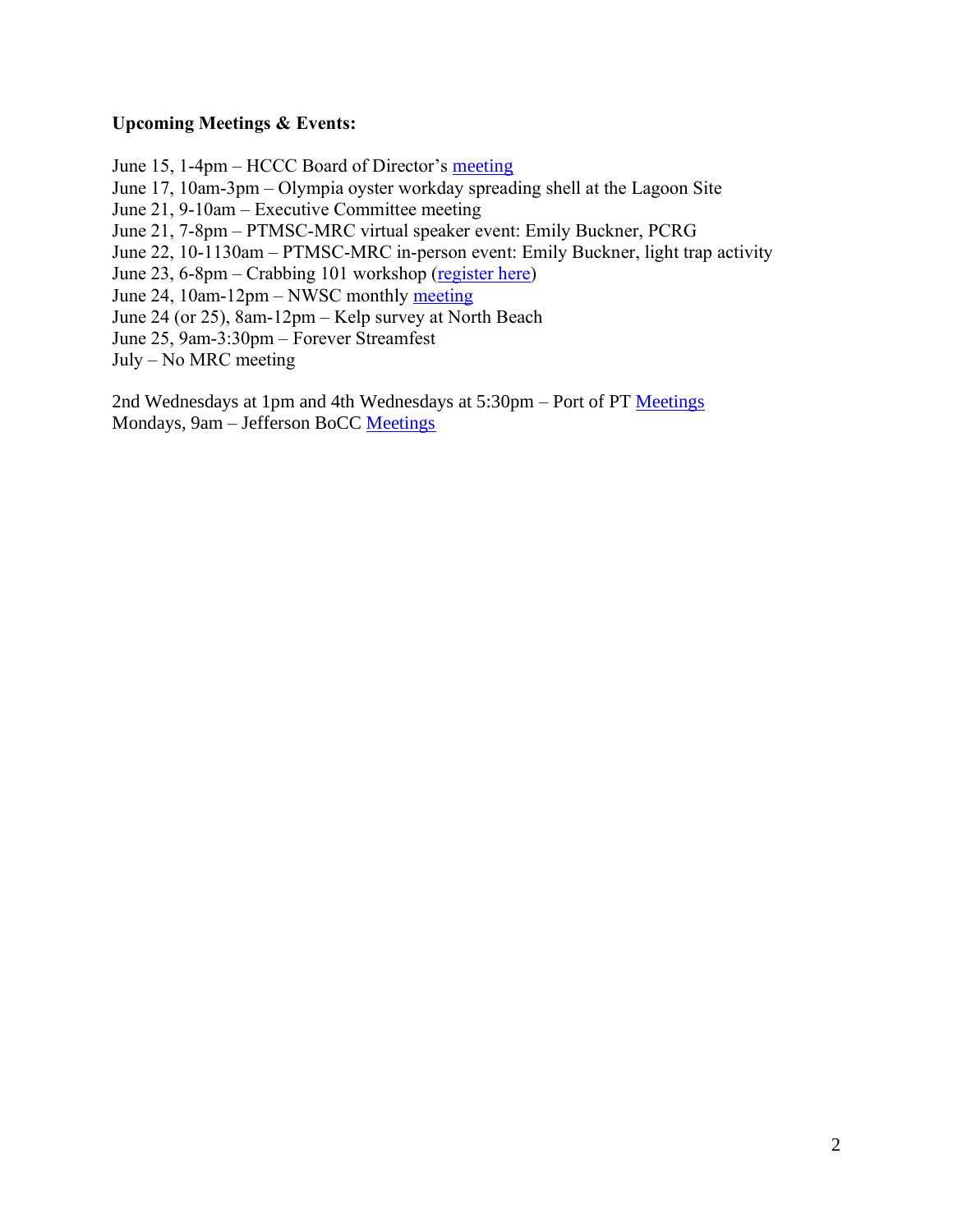**Upcoming Meetings & Events:**

June 15, 1-4pm – HCCC Board of Director's meeting
June 17, 10am-3pm – Olympia oyster workday spreading shell at the Lagoon Site
June 21, 9-10am – Executive Committee meeting
June 21, 7-8pm – PTMSC-MRC virtual speaker event: Emily Buckner, PCRG
June 22, 10-1130am – PTMSC-MRC in-person event: Emily Buckner, light trap activity
June 23, 6-8pm – Crabbing 101 workshop (register here)
June 24, 10am-12pm – NWSC monthly meeting
June 24 (or 25), 8am-12pm – Kelp survey at North Beach
June 25, 9am-3:30pm – Forever Streamfest
July – No MRC meeting

2nd Wednesdays at 1pm and 4th Wednesdays at 5:30pm – Port of PT Meetings
Mondays, 9am – Jefferson BoCC Meetings